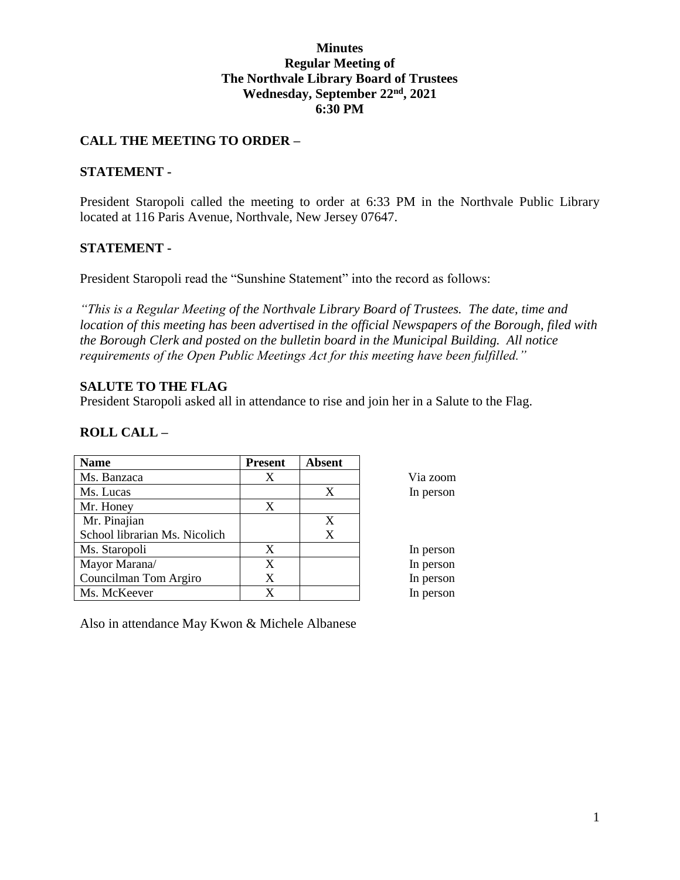**Minutes**
**Regular Meeting of**
**The Northvale Library Board of Trustees**
**Wednesday, September 22nd, 2021**
**6:30 PM**

## CALL THE MEETING TO ORDER –

## STATEMENT -

President Staropoli called the meeting to order at 6:33 PM in the Northvale Public Library located at 116 Paris Avenue, Northvale, New Jersey 07647.

## STATEMENT -

President Staropoli read the "Sunshine Statement" into the record as follows:

*"This is a Regular Meeting of the Northvale Library Board of Trustees. The date, time and location of this meeting has been advertised in the official Newspapers of the Borough, filed with the Borough Clerk and posted on the bulletin board in the Municipal Building. All notice requirements of the Open Public Meetings Act for this meeting have been fulfilled."*

## SALUTE TO THE FLAG

President Staropoli asked all in attendance to rise and join her in a Salute to the Flag.

## ROLL CALL –

| Name | Present | Absent | |
|---|---|---|---|
| Ms. Banzaca | X | | Via zoom |
| Ms. Lucas | | X | In person |
| Mr. Honey | X | | |
| Mr. Pinajian | | X | |
| School librarian Ms. Nicolich | | X | |
| Ms. Staropoli | X | | In person |
| Mayor Marana/ | X | | In person |
| Councilman Tom Argiro | X | | In person |
| Ms. McKeever | X | | In person |

Also in attendance May Kwon & Michele Albanese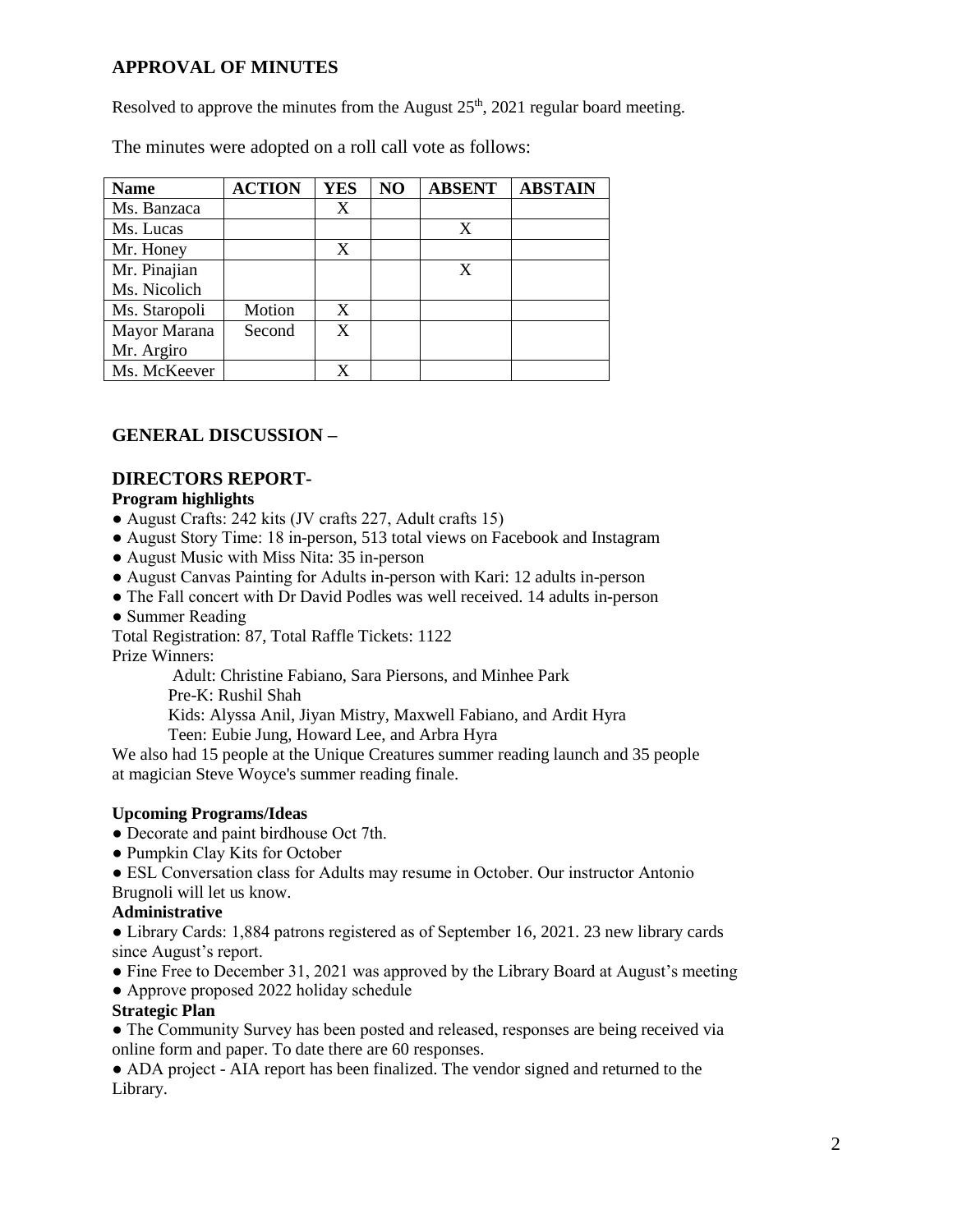## APPROVAL OF MINUTES

Resolved to approve the minutes from the August 25th, 2021 regular board meeting.

The minutes were adopted on a roll call vote as follows:

| Name | ACTION | YES | NO | ABSENT | ABSTAIN |
|---|---|---|---|---|---|
| Ms. Banzaca | | X | | | |
| Ms. Lucas | | | | X | |
| Mr. Honey | | X | | | |
| Mr. Pinajian | | | | X | |
| Ms. Nicolich | | | | | |
| Ms. Staropoli | Motion | X | | | |
| Mayor Marana | Second | X | | | |
| Mr. Argiro | | | | | |
| Ms. McKeever | | X | | | |

## GENERAL DISCUSSION –

## DIRECTORS REPORT-

**Program highlights**

- August Crafts: 242 kits (JV crafts 227, Adult crafts 15)
- August Story Time: 18 in-person, 513 total views on Facebook and Instagram
- August Music with Miss Nita: 35 in-person
- August Canvas Painting for Adults in-person with Kari: 12 adults in-person
- The Fall concert with Dr David Podles was well received. 14 adults in-person
- Summer Reading

Total Registration: 87, Total Raffle Tickets: 1122

Prize Winners:

Adult: Christine Fabiano, Sara Piersons, and Minhee Park

Pre-K: Rushil Shah

Kids: Alyssa Anil, Jiyan Mistry, Maxwell Fabiano, and Ardit Hyra

Teen: Eubie Jung, Howard Lee, and Arbra Hyra

We also had 15 people at the Unique Creatures summer reading launch and 35 people at magician Steve Woyce's summer reading finale.

**Upcoming Programs/Ideas**

- Decorate and paint birdhouse Oct 7th.
- Pumpkin Clay Kits for October
- ESL Conversation class for Adults may resume in October. Our instructor Antonio Brugnoli will let us know.

**Administrative**

- Library Cards: 1,884 patrons registered as of September 16, 2021. 23 new library cards since August's report.
- Fine Free to December 31, 2021 was approved by the Library Board at August's meeting
- Approve proposed 2022 holiday schedule

**Strategic Plan**

- The Community Survey has been posted and released, responses are being received via online form and paper. To date there are 60 responses.
- ADA project - AIA report has been finalized. The vendor signed and returned to the Library.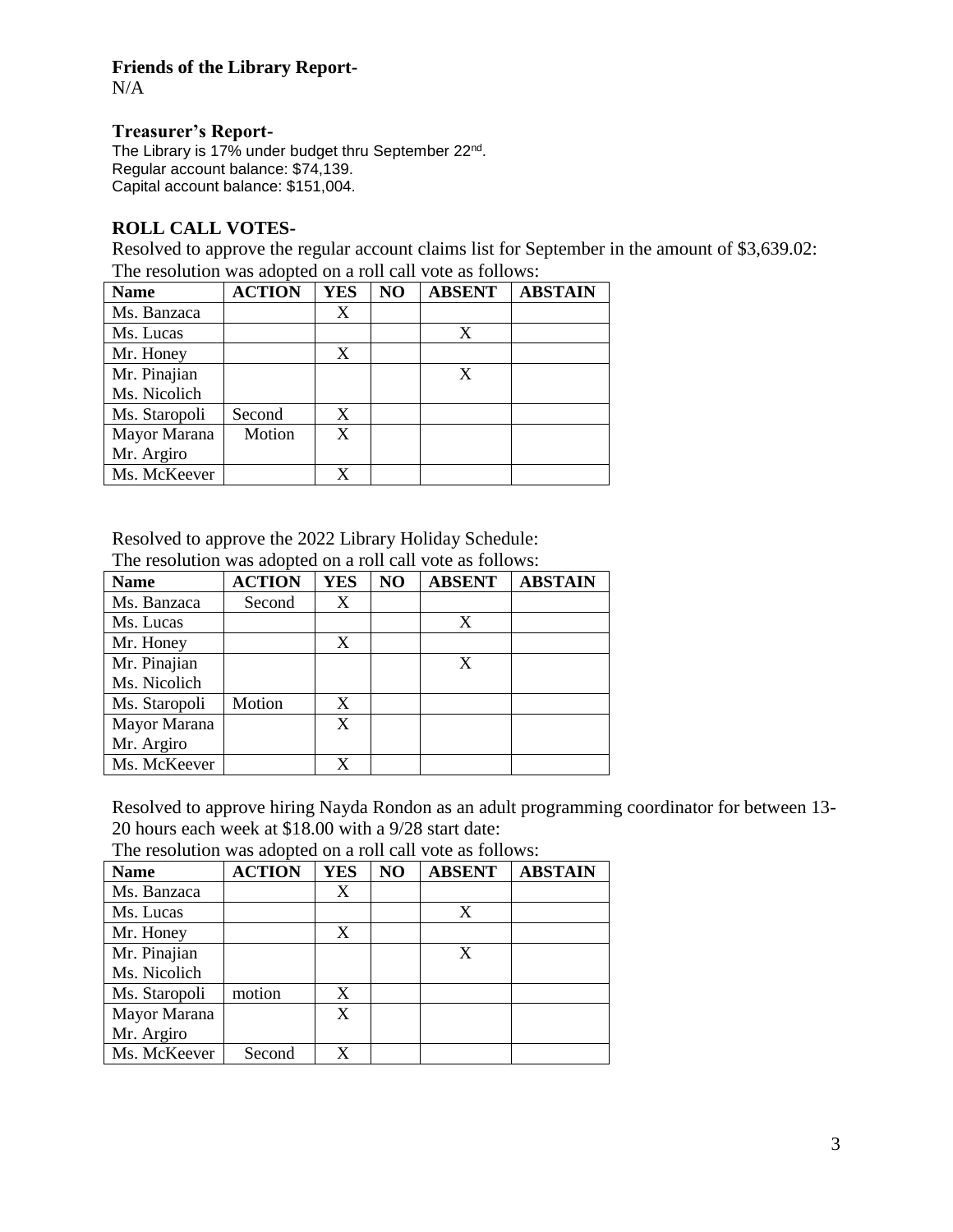**Friends of the Library Report-**
N/A

**Treasurer's Report-**
The Library is 17% under budget thru September 22nd.
Regular account balance: $74,139.
Capital account balance: $151,004.

## ROLL CALL VOTES-

Resolved to approve the regular account claims list for September in the amount of $3,639.02:
The resolution was adopted on a roll call vote as follows:

| Name | ACTION | YES | NO | ABSENT | ABSTAIN |
|---|---|---|---|---|---|
| Ms. Banzaca | | X | | | |
| Ms. Lucas | | | | X | |
| Mr. Honey | | X | | | |
| Mr. Pinajian Ms. Nicolich | | | | X | |
| Ms. Staropoli | Second | X | | | |
| Mayor Marana Mr. Argiro | Motion | X | | | |
| Ms. McKeever | | X | | | |

Resolved to approve the 2022 Library Holiday Schedule:
The resolution was adopted on a roll call vote as follows:

| Name | ACTION | YES | NO | ABSENT | ABSTAIN |
|---|---|---|---|---|---|
| Ms. Banzaca | Second | X | | | |
| Ms. Lucas | | | | X | |
| Mr. Honey | | X | | | |
| Mr. Pinajian Ms. Nicolich | | | | X | |
| Ms. Staropoli | Motion | X | | | |
| Mayor Marana Mr. Argiro | | X | | | |
| Ms. McKeever | | X | | | |

Resolved to approve hiring Nayda Rondon as an adult programming coordinator for between 13-20 hours each week at $18.00 with a 9/28 start date:
The resolution was adopted on a roll call vote as follows:

| Name | ACTION | YES | NO | ABSENT | ABSTAIN |
|---|---|---|---|---|---|
| Ms. Banzaca | | X | | | |
| Ms. Lucas | | | | X | |
| Mr. Honey | | X | | | |
| Mr. Pinajian Ms. Nicolich | | | | X | |
| Ms. Staropoli | motion | X | | | |
| Mayor Marana Mr. Argiro | | X | | | |
| Ms. McKeever | Second | X | | | |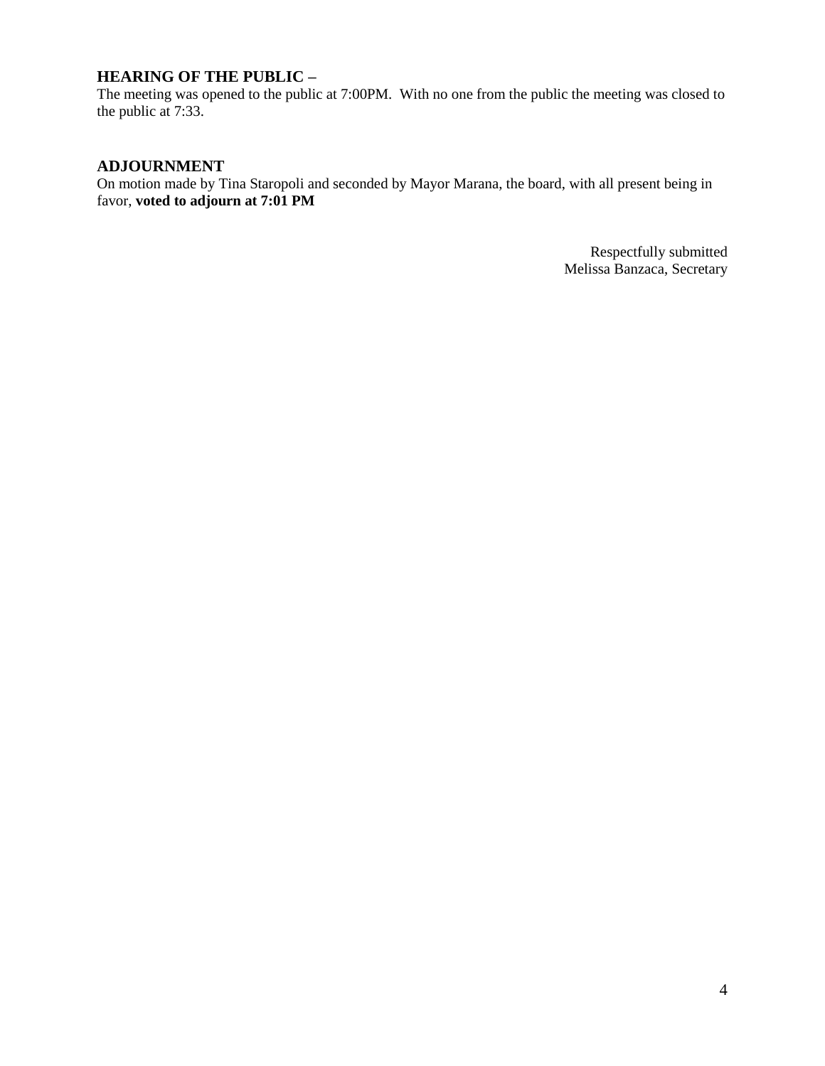## HEARING OF THE PUBLIC –

The meeting was opened to the public at 7:00PM. With no one from the public the meeting was closed to the public at 7:33.

## ADJOURNMENT

On motion made by Tina Staropoli and seconded by Mayor Marana, the board, with all present being in favor, **voted to adjourn at 7:01 PM**

Respectfully submitted
Melissa Banzaca, Secretary